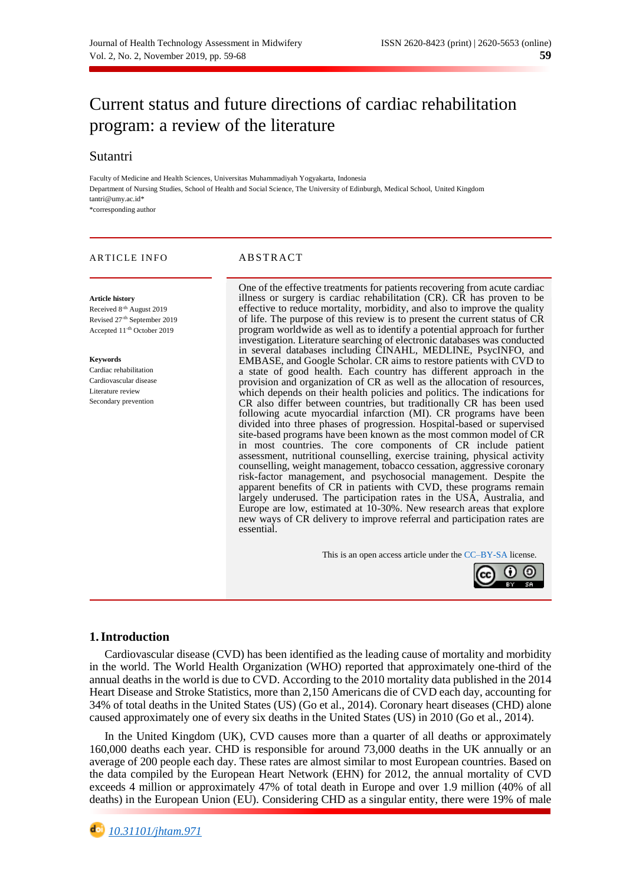# Current status and future directions of cardiac rehabilitation program: a review of the literature

## Sutantri

Faculty of Medicine and Health Sciences, Universitas Muhammadiyah Yogyakarta, Indonesia
Department of Nursing Studies, School of Health and Social Science, The University of Edinburgh, Medical School, United Kingdom
tantri@umy.ac.id*
*corresponding author

**ARTICLE INFO**

**Article history**
Received 8th August 2019
Revised 27th September 2019
Accepted 11th October 2019

**Keywords**
Cardiac rehabilitation
Cardiovascular disease
Literature review
Secondary prevention

**ABSTRACT**

One of the effective treatments for patients recovering from acute cardiac illness or surgery is cardiac rehabilitation (CR). CR has proven to be effective to reduce mortality, morbidity, and also to improve the quality of life. The purpose of this review is to present the current status of CR program worldwide as well as to identify a potential approach for further investigation. Literature searching of electronic databases was conducted in several databases including CINAHL, MEDLINE, PsycINFO, and EMBASE, and Google Scholar. CR aims to restore patients with CVD to a state of good health. Each country has different approach in the provision and organization of CR as well as the allocation of resources, which depends on their health policies and politics. The indications for CR also differ between countries, but traditionally CR has been used following acute myocardial infarction (MI). CR programs have been divided into three phases of progression. Hospital-based or supervised site-based programs have been known as the most common model of CR in most countries. The core components of CR include patient assessment, nutritional counselling, exercise training, physical activity counselling, weight management, tobacco cessation, aggressive coronary risk-factor management, and psychosocial management. Despite the apparent benefits of CR in patients with CVD, these programs remain largely underused. The participation rates in the USA, Australia, and Europe are low, estimated at 10-30%. New research areas that explore new ways of CR delivery to improve referral and participation rates are essential.

This is an open access article under the CC–BY-SA license.

## 1. Introduction

Cardiovascular disease (CVD) has been identified as the leading cause of mortality and morbidity in the world. The World Health Organization (WHO) reported that approximately one-third of the annual deaths in the world is due to CVD. According to the 2010 mortality data published in the 2014 Heart Disease and Stroke Statistics, more than 2,150 Americans die of CVD each day, accounting for 34% of total deaths in the United States (US) (Go et al., 2014). Coronary heart diseases (CHD) alone caused approximately one of every six deaths in the United States (US) in 2010 (Go et al., 2014).

In the United Kingdom (UK), CVD causes more than a quarter of all deaths or approximately 160,000 deaths each year. CHD is responsible for around 73,000 deaths in the UK annually or an average of 200 people each day. These rates are almost similar to most European countries. Based on the data compiled by the European Heart Network (EHN) for 2012, the annual mortality of CVD exceeds 4 million or approximately 47% of total death in Europe and over 1.9 million (40% of all deaths) in the European Union (EU). Considering CHD as a singular entity, there were 19% of male

10.31101/jhtam.971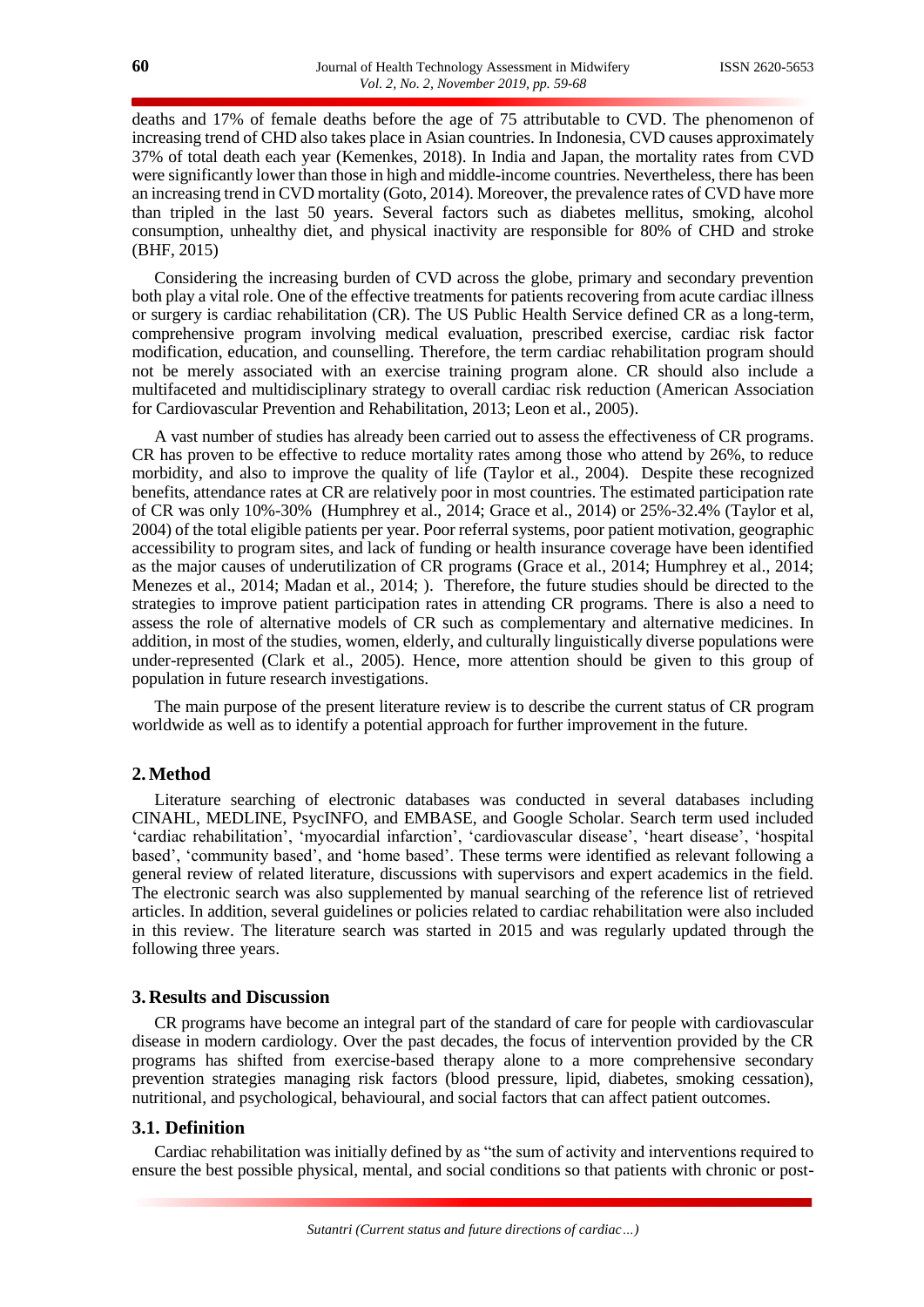deaths and 17% of female deaths before the age of 75 attributable to CVD. The phenomenon of increasing trend of CHD also takes place in Asian countries. In Indonesia, CVD causes approximately 37% of total death each year (Kemenkes, 2018). In India and Japan, the mortality rates from CVD were significantly lower than those in high and middle-income countries. Nevertheless, there has been an increasing trend in CVD mortality (Goto, 2014). Moreover, the prevalence rates of CVD have more than tripled in the last 50 years. Several factors such as diabetes mellitus, smoking, alcohol consumption, unhealthy diet, and physical inactivity are responsible for 80% of CHD and stroke (BHF, 2015)

Considering the increasing burden of CVD across the globe, primary and secondary prevention both play a vital role. One of the effective treatments for patients recovering from acute cardiac illness or surgery is cardiac rehabilitation (CR). The US Public Health Service defined CR as a long-term, comprehensive program involving medical evaluation, prescribed exercise, cardiac risk factor modification, education, and counselling. Therefore, the term cardiac rehabilitation program should not be merely associated with an exercise training program alone. CR should also include a multifaceted and multidisciplinary strategy to overall cardiac risk reduction (American Association for Cardiovascular Prevention and Rehabilitation, 2013; Leon et al., 2005).

A vast number of studies has already been carried out to assess the effectiveness of CR programs. CR has proven to be effective to reduce mortality rates among those who attend by 26%, to reduce morbidity, and also to improve the quality of life (Taylor et al., 2004). Despite these recognized benefits, attendance rates at CR are relatively poor in most countries. The estimated participation rate of CR was only 10%-30% (Humphrey et al., 2014; Grace et al., 2014) or 25%-32.4% (Taylor et al, 2004) of the total eligible patients per year. Poor referral systems, poor patient motivation, geographic accessibility to program sites, and lack of funding or health insurance coverage have been identified as the major causes of underutilization of CR programs (Grace et al., 2014; Humphrey et al., 2014; Menezes et al., 2014; Madan et al., 2014; ). Therefore, the future studies should be directed to the strategies to improve patient participation rates in attending CR programs. There is also a need to assess the role of alternative models of CR such as complementary and alternative medicines. In addition, in most of the studies, women, elderly, and culturally linguistically diverse populations were under-represented (Clark et al., 2005). Hence, more attention should be given to this group of population in future research investigations.

The main purpose of the present literature review is to describe the current status of CR program worldwide as well as to identify a potential approach for further improvement in the future.

## 2. Method

Literature searching of electronic databases was conducted in several databases including CINAHL, MEDLINE, PsycINFO, and EMBASE, and Google Scholar. Search term used included 'cardiac rehabilitation', 'myocardial infarction', 'cardiovascular disease', 'heart disease', 'hospital based', 'community based', and 'home based'. These terms were identified as relevant following a general review of related literature, discussions with supervisors and expert academics in the field. The electronic search was also supplemented by manual searching of the reference list of retrieved articles. In addition, several guidelines or policies related to cardiac rehabilitation were also included in this review. The literature search was started in 2015 and was regularly updated through the following three years.

## 3. Results and Discussion

CR programs have become an integral part of the standard of care for people with cardiovascular disease in modern cardiology. Over the past decades, the focus of intervention provided by the CR programs has shifted from exercise-based therapy alone to a more comprehensive secondary prevention strategies managing risk factors (blood pressure, lipid, diabetes, smoking cessation), nutritional, and psychological, behavioural, and social factors that can affect patient outcomes.

### 3.1. Definition

Cardiac rehabilitation was initially defined by as "the sum of activity and interventions required to ensure the best possible physical, mental, and social conditions so that patients with chronic or post-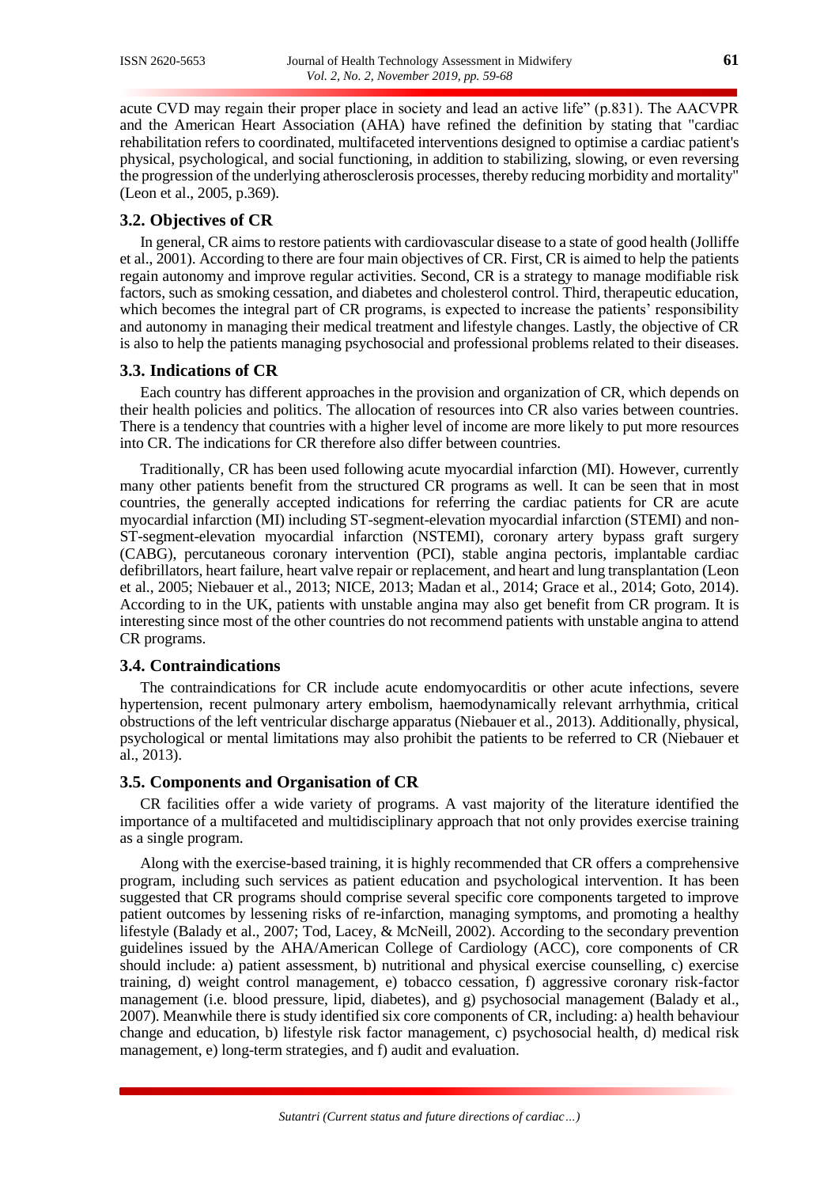acute CVD may regain their proper place in society and lead an active life" (p.831). The AACVPR and the American Heart Association (AHA) have refined the definition by stating that "cardiac rehabilitation refers to coordinated, multifaceted interventions designed to optimise a cardiac patient's physical, psychological, and social functioning, in addition to stabilizing, slowing, or even reversing the progression of the underlying atherosclerosis processes, thereby reducing morbidity and mortality" (Leon et al., 2005, p.369).

### 3.2. Objectives of CR

In general, CR aims to restore patients with cardiovascular disease to a state of good health (Jolliffe et al., 2001). According to there are four main objectives of CR. First, CR is aimed to help the patients regain autonomy and improve regular activities. Second, CR is a strategy to manage modifiable risk factors, such as smoking cessation, and diabetes and cholesterol control. Third, therapeutic education, which becomes the integral part of CR programs, is expected to increase the patients' responsibility and autonomy in managing their medical treatment and lifestyle changes. Lastly, the objective of CR is also to help the patients managing psychosocial and professional problems related to their diseases.

### 3.3. Indications of CR

Each country has different approaches in the provision and organization of CR, which depends on their health policies and politics. The allocation of resources into CR also varies between countries. There is a tendency that countries with a higher level of income are more likely to put more resources into CR. The indications for CR therefore also differ between countries.

Traditionally, CR has been used following acute myocardial infarction (MI). However, currently many other patients benefit from the structured CR programs as well. It can be seen that in most countries, the generally accepted indications for referring the cardiac patients for CR are acute myocardial infarction (MI) including ST-segment-elevation myocardial infarction (STEMI) and non-ST-segment-elevation myocardial infarction (NSTEMI), coronary artery bypass graft surgery (CABG), percutaneous coronary intervention (PCI), stable angina pectoris, implantable cardiac defibrillators, heart failure, heart valve repair or replacement, and heart and lung transplantation (Leon et al., 2005; Niebauer et al., 2013; NICE, 2013; Madan et al., 2014; Grace et al., 2014; Goto, 2014). According to in the UK, patients with unstable angina may also get benefit from CR program. It is interesting since most of the other countries do not recommend patients with unstable angina to attend CR programs.

### 3.4. Contraindications

The contraindications for CR include acute endomyocarditis or other acute infections, severe hypertension, recent pulmonary artery embolism, haemodynamically relevant arrhythmia, critical obstructions of the left ventricular discharge apparatus (Niebauer et al., 2013). Additionally, physical, psychological or mental limitations may also prohibit the patients to be referred to CR (Niebauer et al., 2013).

### 3.5. Components and Organisation of CR

CR facilities offer a wide variety of programs. A vast majority of the literature identified the importance of a multifaceted and multidisciplinary approach that not only provides exercise training as a single program.

Along with the exercise-based training, it is highly recommended that CR offers a comprehensive program, including such services as patient education and psychological intervention. It has been suggested that CR programs should comprise several specific core components targeted to improve patient outcomes by lessening risks of re-infarction, managing symptoms, and promoting a healthy lifestyle (Balady et al., 2007; Tod, Lacey, & McNeill, 2002). According to the secondary prevention guidelines issued by the AHA/American College of Cardiology (ACC), core components of CR should include: a) patient assessment, b) nutritional and physical exercise counselling, c) exercise training, d) weight control management, e) tobacco cessation, f) aggressive coronary risk-factor management (i.e. blood pressure, lipid, diabetes), and g) psychosocial management (Balady et al., 2007). Meanwhile there is study identified six core components of CR, including: a) health behaviour change and education, b) lifestyle risk factor management, c) psychosocial health, d) medical risk management, e) long-term strategies, and f) audit and evaluation.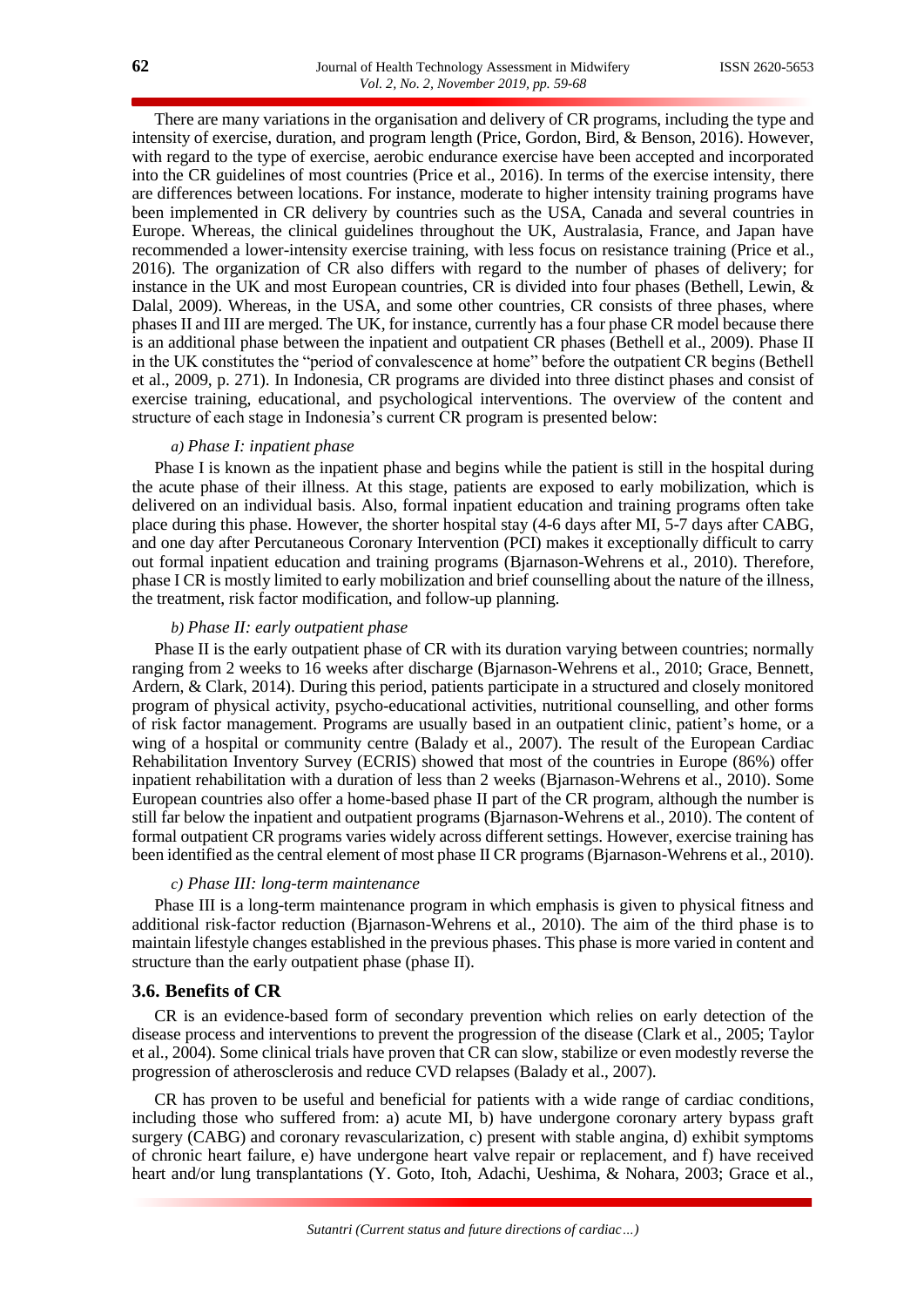There are many variations in the organisation and delivery of CR programs, including the type and intensity of exercise, duration, and program length (Price, Gordon, Bird, & Benson, 2016). However, with regard to the type of exercise, aerobic endurance exercise have been accepted and incorporated into the CR guidelines of most countries (Price et al., 2016). In terms of the exercise intensity, there are differences between locations. For instance, moderate to higher intensity training programs have been implemented in CR delivery by countries such as the USA, Canada and several countries in Europe. Whereas, the clinical guidelines throughout the UK, Australasia, France, and Japan have recommended a lower-intensity exercise training, with less focus on resistance training (Price et al., 2016). The organization of CR also differs with regard to the number of phases of delivery; for instance in the UK and most European countries, CR is divided into four phases (Bethell, Lewin, & Dalal, 2009). Whereas, in the USA, and some other countries, CR consists of three phases, where phases II and III are merged. The UK, for instance, currently has a four phase CR model because there is an additional phase between the inpatient and outpatient CR phases (Bethell et al., 2009). Phase II in the UK constitutes the "period of convalescence at home" before the outpatient CR begins (Bethell et al., 2009, p. 271). In Indonesia, CR programs are divided into three distinct phases and consist of exercise training, educational, and psychological interventions. The overview of the content and structure of each stage in Indonesia's current CR program is presented below:

#### *a) Phase I: inpatient phase*

Phase I is known as the inpatient phase and begins while the patient is still in the hospital during the acute phase of their illness. At this stage, patients are exposed to early mobilization, which is delivered on an individual basis. Also, formal inpatient education and training programs often take place during this phase. However, the shorter hospital stay (4-6 days after MI, 5-7 days after CABG, and one day after Percutaneous Coronary Intervention (PCI) makes it exceptionally difficult to carry out formal inpatient education and training programs (Bjarnason-Wehrens et al., 2010). Therefore, phase I CR is mostly limited to early mobilization and brief counselling about the nature of the illness, the treatment, risk factor modification, and follow-up planning.

#### *b) Phase II: early outpatient phase*

Phase II is the early outpatient phase of CR with its duration varying between countries; normally ranging from 2 weeks to 16 weeks after discharge (Bjarnason-Wehrens et al., 2010; Grace, Bennett, Ardern, & Clark, 2014). During this period, patients participate in a structured and closely monitored program of physical activity, psycho-educational activities, nutritional counselling, and other forms of risk factor management. Programs are usually based in an outpatient clinic, patient's home, or a wing of a hospital or community centre (Balady et al., 2007). The result of the European Cardiac Rehabilitation Inventory Survey (ECRIS) showed that most of the countries in Europe (86%) offer inpatient rehabilitation with a duration of less than 2 weeks (Bjarnason-Wehrens et al., 2010). Some European countries also offer a home-based phase II part of the CR program, although the number is still far below the inpatient and outpatient programs (Bjarnason-Wehrens et al., 2010). The content of formal outpatient CR programs varies widely across different settings. However, exercise training has been identified as the central element of most phase II CR programs (Bjarnason-Wehrens et al., 2010).

#### *c) Phase III: long-term maintenance*

Phase III is a long-term maintenance program in which emphasis is given to physical fitness and additional risk-factor reduction (Bjarnason-Wehrens et al., 2010). The aim of the third phase is to maintain lifestyle changes established in the previous phases. This phase is more varied in content and structure than the early outpatient phase (phase II).

### 3.6. Benefits of CR

CR is an evidence-based form of secondary prevention which relies on early detection of the disease process and interventions to prevent the progression of the disease (Clark et al., 2005; Taylor et al., 2004). Some clinical trials have proven that CR can slow, stabilize or even modestly reverse the progression of atherosclerosis and reduce CVD relapses (Balady et al., 2007).

CR has proven to be useful and beneficial for patients with a wide range of cardiac conditions, including those who suffered from: a) acute MI, b) have undergone coronary artery bypass graft surgery (CABG) and coronary revascularization, c) present with stable angina, d) exhibit symptoms of chronic heart failure, e) have undergone heart valve repair or replacement, and f) have received heart and/or lung transplantations (Y. Goto, Itoh, Adachi, Ueshima, & Nohara, 2003; Grace et al.,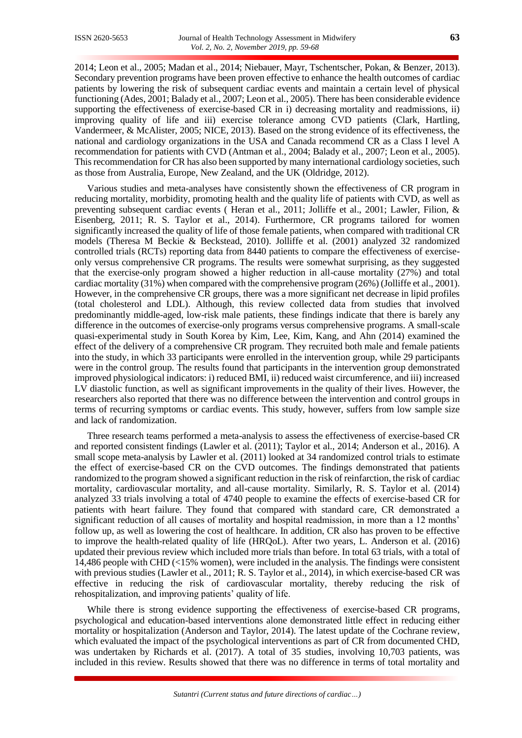2014; Leon et al., 2005; Madan et al., 2014; Niebauer, Mayr, Tschentscher, Pokan, & Benzer, 2013). Secondary prevention programs have been proven effective to enhance the health outcomes of cardiac patients by lowering the risk of subsequent cardiac events and maintain a certain level of physical functioning (Ades, 2001; Balady et al., 2007; Leon et al., 2005). There has been considerable evidence supporting the effectiveness of exercise-based CR in i) decreasing mortality and readmissions, ii) improving quality of life and iii) exercise tolerance among CVD patients (Clark, Hartling, Vandermeer, & McAlister, 2005; NICE, 2013). Based on the strong evidence of its effectiveness, the national and cardiology organizations in the USA and Canada recommend CR as a Class I level A recommendation for patients with CVD (Antman et al., 2004; Balady et al., 2007; Leon et al., 2005). This recommendation for CR has also been supported by many international cardiology societies, such as those from Australia, Europe, New Zealand, and the UK (Oldridge, 2012).

Various studies and meta-analyses have consistently shown the effectiveness of CR program in reducing mortality, morbidity, promoting health and the quality life of patients with CVD, as well as preventing subsequent cardiac events ( Heran et al., 2011; Jolliffe et al., 2001; Lawler, Filion, & Eisenberg, 2011; R. S. Taylor et al., 2014). Furthermore, CR programs tailored for women significantly increased the quality of life of those female patients, when compared with traditional CR models (Theresa M Beckie & Beckstead, 2010). Jolliffe et al. (2001) analyzed 32 randomized controlled trials (RCTs) reporting data from 8440 patients to compare the effectiveness of exercise-only versus comprehensive CR programs. The results were somewhat surprising, as they suggested that the exercise-only program showed a higher reduction in all-cause mortality (27%) and total cardiac mortality (31%) when compared with the comprehensive program (26%) (Jolliffe et al., 2001). However, in the comprehensive CR groups, there was a more significant net decrease in lipid profiles (total cholesterol and LDL). Although, this review collected data from studies that involved predominantly middle-aged, low-risk male patients, these findings indicate that there is barely any difference in the outcomes of exercise-only programs versus comprehensive programs. A small-scale quasi-experimental study in South Korea by Kim, Lee, Kim, Kang, and Ahn (2014) examined the effect of the delivery of a comprehensive CR program. They recruited both male and female patients into the study, in which 33 participants were enrolled in the intervention group, while 29 participants were in the control group. The results found that participants in the intervention group demonstrated improved physiological indicators: i) reduced BMI, ii) reduced waist circumference, and iii) increased LV diastolic function, as well as significant improvements in the quality of their lives. However, the researchers also reported that there was no difference between the intervention and control groups in terms of recurring symptoms or cardiac events. This study, however, suffers from low sample size and lack of randomization.

Three research teams performed a meta-analysis to assess the effectiveness of exercise-based CR and reported consistent findings (Lawler et al. (2011); Taylor et al., 2014; Anderson et al., 2016). A small scope meta-analysis by Lawler et al. (2011) looked at 34 randomized control trials to estimate the effect of exercise-based CR on the CVD outcomes. The findings demonstrated that patients randomized to the program showed a significant reduction in the risk of reinfarction, the risk of cardiac mortality, cardiovascular mortality, and all-cause mortality. Similarly, R. S. Taylor et al. (2014) analyzed 33 trials involving a total of 4740 people to examine the effects of exercise-based CR for patients with heart failure. They found that compared with standard care, CR demonstrated a significant reduction of all causes of mortality and hospital readmission, in more than a 12 months' follow up, as well as lowering the cost of healthcare. In addition, CR also has proven to be effective to improve the health-related quality of life (HRQoL). After two years, L. Anderson et al. (2016) updated their previous review which included more trials than before. In total 63 trials, with a total of 14,486 people with CHD (<15% women), were included in the analysis. The findings were consistent with previous studies (Lawler et al., 2011; R. S. Taylor et al., 2014), in which exercise-based CR was effective in reducing the risk of cardiovascular mortality, thereby reducing the risk of rehospitalization, and improving patients' quality of life.

While there is strong evidence supporting the effectiveness of exercise-based CR programs, psychological and education-based interventions alone demonstrated little effect in reducing either mortality or hospitalization (Anderson and Taylor, 2014). The latest update of the Cochrane review, which evaluated the impact of the psychological interventions as part of CR from documented CHD, was undertaken by Richards et al. (2017). A total of 35 studies, involving 10,703 patients, was included in this review. Results showed that there was no difference in terms of total mortality and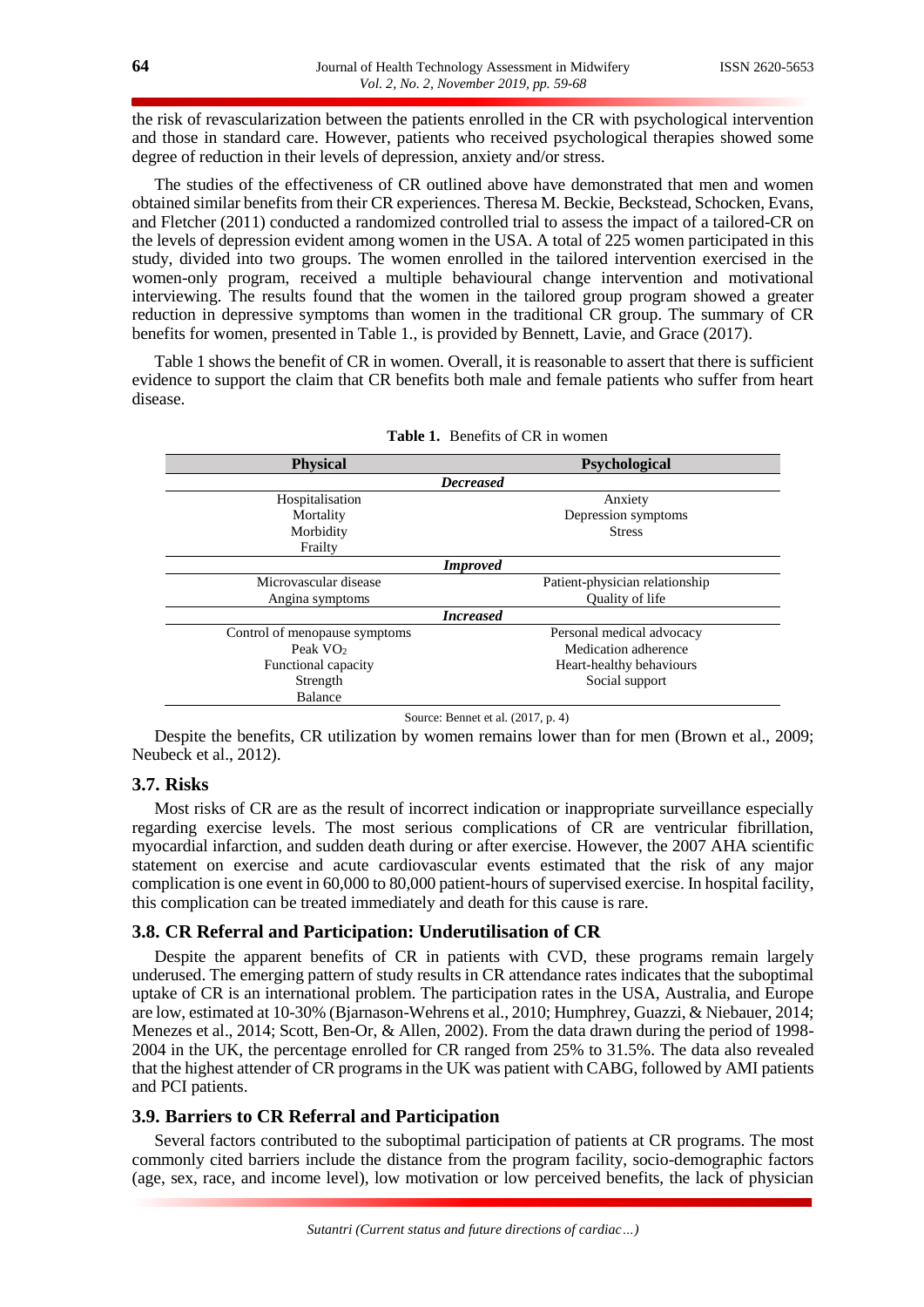the risk of revascularization between the patients enrolled in the CR with psychological intervention and those in standard care. However, patients who received psychological therapies showed some degree of reduction in their levels of depression, anxiety and/or stress.

The studies of the effectiveness of CR outlined above have demonstrated that men and women obtained similar benefits from their CR experiences. Theresa M. Beckie, Beckstead, Schocken, Evans, and Fletcher (2011) conducted a randomized controlled trial to assess the impact of a tailored-CR on the levels of depression evident among women in the USA. A total of 225 women participated in this study, divided into two groups. The women enrolled in the tailored intervention exercised in the women-only program, received a multiple behavioural change intervention and motivational interviewing. The results found that the women in the tailored group program showed a greater reduction in depressive symptoms than women in the traditional CR group. The summary of CR benefits for women, presented in Table 1., is provided by Bennett, Lavie, and Grace (2017).

Table 1 shows the benefit of CR in women. Overall, it is reasonable to assert that there is sufficient evidence to support the claim that CR benefits both male and female patients who suffer from heart disease.

**Table 1.** Benefits of CR in women

| Physical | Psychological |
|---|---|
| ***Decreased*** | |
| Hospitalisation | Anxiety |
| Mortality | Depression symptoms |
| Morbidity | Stress |
| Frailty | |
| ***Improved*** | |
| Microvascular disease | Patient-physician relationship |
| Angina symptoms | Quality of life |
| ***Increased*** | |
| Control of menopause symptoms | Personal medical advocacy |
| Peak $VO_2$ | Medication adherence |
| Functional capacity | Heart-healthy behaviours |
| Strength | Social support |
| Balance | |

Source: Bennet et al. (2017, p. 4)

Despite the benefits, CR utilization by women remains lower than for men (Brown et al., 2009; Neubeck et al., 2012).

### 3.7. Risks

Most risks of CR are as the result of incorrect indication or inappropriate surveillance especially regarding exercise levels. The most serious complications of CR are ventricular fibrillation, myocardial infarction, and sudden death during or after exercise. However, the 2007 AHA scientific statement on exercise and acute cardiovascular events estimated that the risk of any major complication is one event in 60,000 to 80,000 patient-hours of supervised exercise. In hospital facility, this complication can be treated immediately and death for this cause is rare.

### 3.8. CR Referral and Participation: Underutilisation of CR

Despite the apparent benefits of CR in patients with CVD, these programs remain largely underused. The emerging pattern of study results in CR attendance rates indicates that the suboptimal uptake of CR is an international problem. The participation rates in the USA, Australia, and Europe are low, estimated at 10-30% (Bjarnason-Wehrens et al., 2010; Humphrey, Guazzi, & Niebauer, 2014; Menezes et al., 2014; Scott, Ben-Or, & Allen, 2002). From the data drawn during the period of 1998-2004 in the UK, the percentage enrolled for CR ranged from 25% to 31.5%. The data also revealed that the highest attender of CR programs in the UK was patient with CABG, followed by AMI patients and PCI patients.

### 3.9. Barriers to CR Referral and Participation

Several factors contributed to the suboptimal participation of patients at CR programs. The most commonly cited barriers include the distance from the program facility, socio-demographic factors (age, sex, race, and income level), low motivation or low perceived benefits, the lack of physician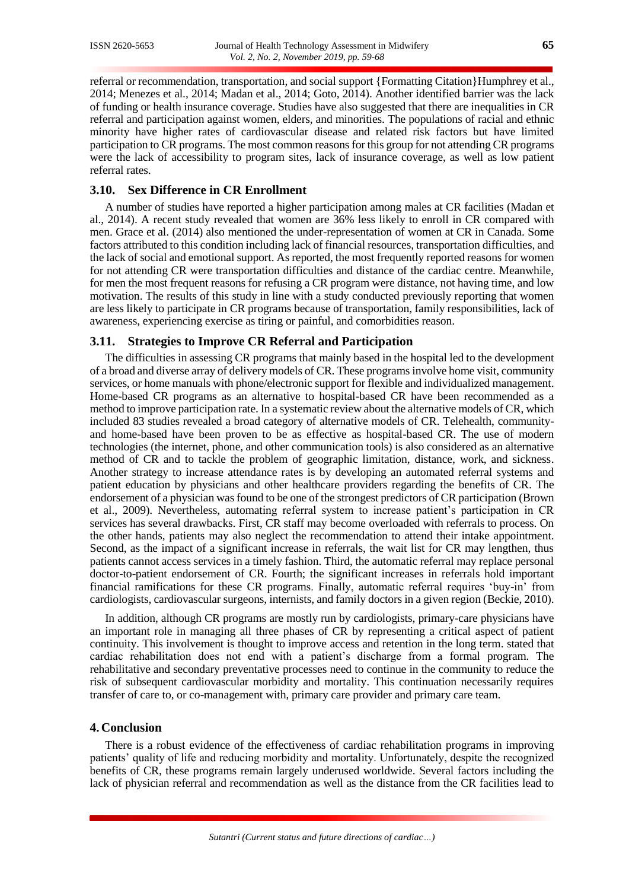referral or recommendation, transportation, and social support {Formatting Citation}Humphrey et al., 2014; Menezes et al., 2014; Madan et al., 2014; Goto, 2014). Another identified barrier was the lack of funding or health insurance coverage. Studies have also suggested that there are inequalities in CR referral and participation against women, elders, and minorities. The populations of racial and ethnic minority have higher rates of cardiovascular disease and related risk factors but have limited participation to CR programs. The most common reasons for this group for not attending CR programs were the lack of accessibility to program sites, lack of insurance coverage, as well as low patient referral rates.

### 3.10. Sex Difference in CR Enrollment

A number of studies have reported a higher participation among males at CR facilities (Madan et al., 2014). A recent study revealed that women are 36% less likely to enroll in CR compared with men. Grace et al. (2014) also mentioned the under-representation of women at CR in Canada. Some factors attributed to this condition including lack of financial resources, transportation difficulties, and the lack of social and emotional support. As reported, the most frequently reported reasons for women for not attending CR were transportation difficulties and distance of the cardiac centre. Meanwhile, for men the most frequent reasons for refusing a CR program were distance, not having time, and low motivation. The results of this study in line with a study conducted previously reporting that women are less likely to participate in CR programs because of transportation, family responsibilities, lack of awareness, experiencing exercise as tiring or painful, and comorbidities reason.

### 3.11. Strategies to Improve CR Referral and Participation

The difficulties in assessing CR programs that mainly based in the hospital led to the development of a broad and diverse array of delivery models of CR. These programs involve home visit, community services, or home manuals with phone/electronic support for flexible and individualized management. Home-based CR programs as an alternative to hospital-based CR have been recommended as a method to improve participation rate. In a systematic review about the alternative models of CR, which included 83 studies revealed a broad category of alternative models of CR. Telehealth, community- and home-based have been proven to be as effective as hospital-based CR. The use of modern technologies (the internet, phone, and other communication tools) is also considered as an alternative method of CR and to tackle the problem of geographic limitation, distance, work, and sickness. Another strategy to increase attendance rates is by developing an automated referral systems and patient education by physicians and other healthcare providers regarding the benefits of CR. The endorsement of a physician was found to be one of the strongest predictors of CR participation (Brown et al., 2009). Nevertheless, automating referral system to increase patient's participation in CR services has several drawbacks. First, CR staff may become overloaded with referrals to process. On the other hands, patients may also neglect the recommendation to attend their intake appointment. Second, as the impact of a significant increase in referrals, the wait list for CR may lengthen, thus patients cannot access services in a timely fashion. Third, the automatic referral may replace personal doctor-to-patient endorsement of CR. Fourth; the significant increases in referrals hold important financial ramifications for these CR programs. Finally, automatic referral requires 'buy-in' from cardiologists, cardiovascular surgeons, internists, and family doctors in a given region (Beckie, 2010).

In addition, although CR programs are mostly run by cardiologists, primary-care physicians have an important role in managing all three phases of CR by representing a critical aspect of patient continuity. This involvement is thought to improve access and retention in the long term. stated that cardiac rehabilitation does not end with a patient's discharge from a formal program. The rehabilitative and secondary preventative processes need to continue in the community to reduce the risk of subsequent cardiovascular morbidity and mortality. This continuation necessarily requires transfer of care to, or co-management with, primary care provider and primary care team.

## 4. Conclusion

There is a robust evidence of the effectiveness of cardiac rehabilitation programs in improving patients' quality of life and reducing morbidity and mortality. Unfortunately, despite the recognized benefits of CR, these programs remain largely underused worldwide. Several factors including the lack of physician referral and recommendation as well as the distance from the CR facilities lead to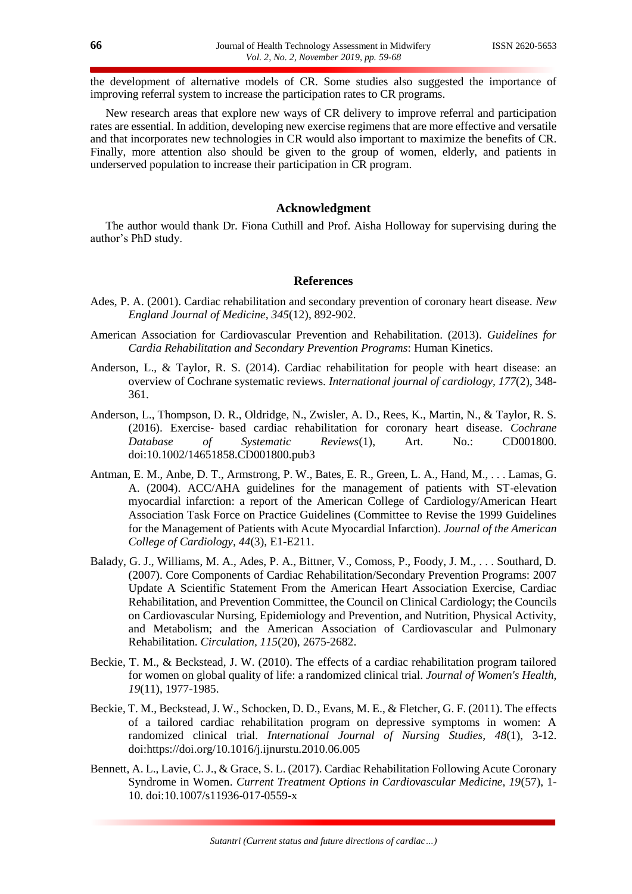the development of alternative models of CR. Some studies also suggested the importance of improving referral system to increase the participation rates to CR programs.

New research areas that explore new ways of CR delivery to improve referral and participation rates are essential. In addition, developing new exercise regimens that are more effective and versatile and that incorporates new technologies in CR would also important to maximize the benefits of CR. Finally, more attention also should be given to the group of women, elderly, and patients in underserved population to increase their participation in CR program.

## Acknowledgment

The author would thank Dr. Fiona Cuthill and Prof. Aisha Holloway for supervising during the author's PhD study.

## References

Ades, P. A. (2001). Cardiac rehabilitation and secondary prevention of coronary heart disease. *New England Journal of Medicine, 345*(12), 892-902.

American Association for Cardiovascular Prevention and Rehabilitation. (2013). *Guidelines for Cardia Rehabilitation and Secondary Prevention Programs*: Human Kinetics.

Anderson, L., & Taylor, R. S. (2014). Cardiac rehabilitation for people with heart disease: an overview of Cochrane systematic reviews. *International journal of cardiology, 177*(2), 348-361.

Anderson, L., Thompson, D. R., Oldridge, N., Zwisler, A. D., Rees, K., Martin, N., & Taylor, R. S. (2016). Exercise- based cardiac rehabilitation for coronary heart disease. *Cochrane Database of Systematic Reviews*(1), Art. No.: CD001800. doi:10.1002/14651858.CD001800.pub3

Antman, E. M., Anbe, D. T., Armstrong, P. W., Bates, E. R., Green, L. A., Hand, M., . . . Lamas, G. A. (2004). ACC/AHA guidelines for the management of patients with ST-elevation myocardial infarction: a report of the American College of Cardiology/American Heart Association Task Force on Practice Guidelines (Committee to Revise the 1999 Guidelines for the Management of Patients with Acute Myocardial Infarction). *Journal of the American College of Cardiology, 44*(3), E1-E211.

Balady, G. J., Williams, M. A., Ades, P. A., Bittner, V., Comoss, P., Foody, J. M., . . . Southard, D. (2007). Core Components of Cardiac Rehabilitation/Secondary Prevention Programs: 2007 Update A Scientific Statement From the American Heart Association Exercise, Cardiac Rehabilitation, and Prevention Committee, the Council on Clinical Cardiology; the Councils on Cardiovascular Nursing, Epidemiology and Prevention, and Nutrition, Physical Activity, and Metabolism; and the American Association of Cardiovascular and Pulmonary Rehabilitation. *Circulation, 115*(20), 2675-2682.

Beckie, T. M., & Beckstead, J. W. (2010). The effects of a cardiac rehabilitation program tailored for women on global quality of life: a randomized clinical trial. *Journal of Women's Health, 19*(11), 1977-1985.

Beckie, T. M., Beckstead, J. W., Schocken, D. D., Evans, M. E., & Fletcher, G. F. (2011). The effects of a tailored cardiac rehabilitation program on depressive symptoms in women: A randomized clinical trial. *International Journal of Nursing Studies, 48*(1), 3-12. doi:https://doi.org/10.1016/j.ijnurstu.2010.06.005

Bennett, A. L., Lavie, C. J., & Grace, S. L. (2017). Cardiac Rehabilitation Following Acute Coronary Syndrome in Women. *Current Treatment Options in Cardiovascular Medicine, 19*(57), 1-10. doi:10.1007/s11936-017-0559-x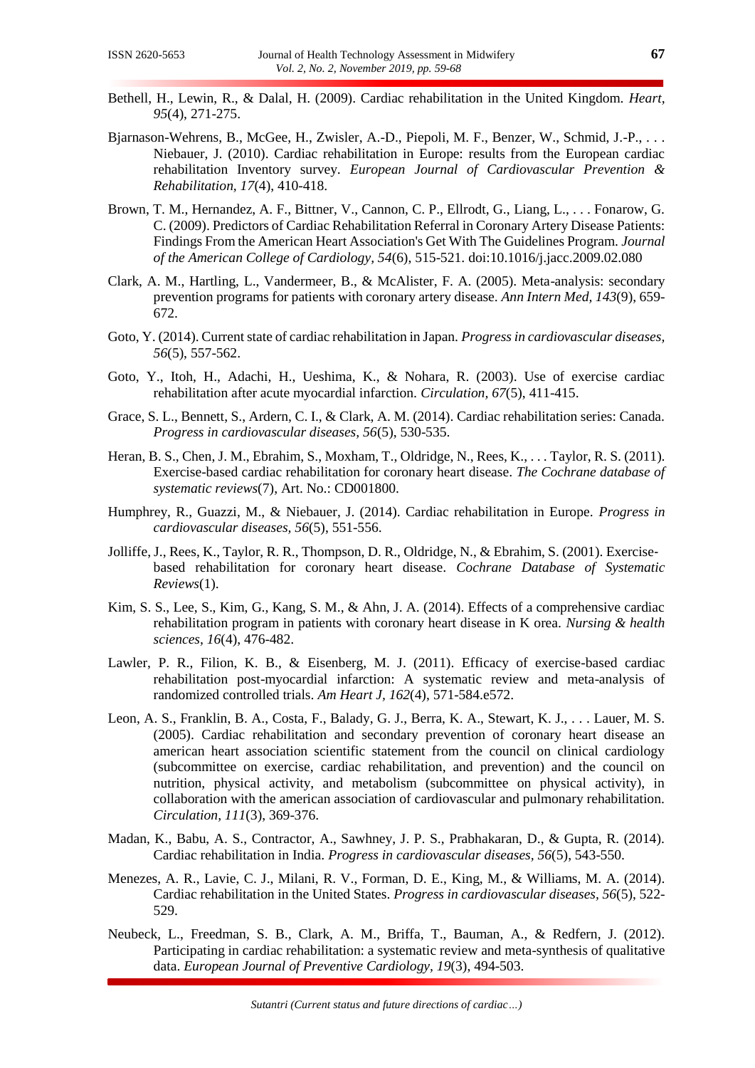Bethell, H., Lewin, R., & Dalal, H. (2009). Cardiac rehabilitation in the United Kingdom. *Heart, 95*(4), 271-275.

Bjarnason-Wehrens, B., McGee, H., Zwisler, A.-D., Piepoli, M. F., Benzer, W., Schmid, J.-P., . . . Niebauer, J. (2010). Cardiac rehabilitation in Europe: results from the European cardiac rehabilitation Inventory survey. *European Journal of Cardiovascular Prevention & Rehabilitation, 17*(4), 410-418.

Brown, T. M., Hernandez, A. F., Bittner, V., Cannon, C. P., Ellrodt, G., Liang, L., . . . Fonarow, G. C. (2009). Predictors of Cardiac Rehabilitation Referral in Coronary Artery Disease Patients: Findings From the American Heart Association's Get With The Guidelines Program. *Journal of the American College of Cardiology, 54*(6), 515-521. doi:10.1016/j.jacc.2009.02.080

Clark, A. M., Hartling, L., Vandermeer, B., & McAlister, F. A. (2005). Meta-analysis: secondary prevention programs for patients with coronary artery disease. *Ann Intern Med, 143*(9), 659-672.

Goto, Y. (2014). Current state of cardiac rehabilitation in Japan. *Progress in cardiovascular diseases, 56*(5), 557-562.

Goto, Y., Itoh, H., Adachi, H., Ueshima, K., & Nohara, R. (2003). Use of exercise cardiac rehabilitation after acute myocardial infarction. *Circulation, 67*(5), 411-415.

Grace, S. L., Bennett, S., Ardern, C. I., & Clark, A. M. (2014). Cardiac rehabilitation series: Canada. *Progress in cardiovascular diseases, 56*(5), 530-535.

Heran, B. S., Chen, J. M., Ebrahim, S., Moxham, T., Oldridge, N., Rees, K., . . . Taylor, R. S. (2011). Exercise-based cardiac rehabilitation for coronary heart disease. *The Cochrane database of systematic reviews*(7), Art. No.: CD001800.

Humphrey, R., Guazzi, M., & Niebauer, J. (2014). Cardiac rehabilitation in Europe. *Progress in cardiovascular diseases, 56*(5), 551-556.

Jolliffe, J., Rees, K., Taylor, R. R., Thompson, D. R., Oldridge, N., & Ebrahim, S. (2001). Exercise-based rehabilitation for coronary heart disease. *Cochrane Database of Systematic Reviews*(1).

Kim, S. S., Lee, S., Kim, G., Kang, S. M., & Ahn, J. A. (2014). Effects of a comprehensive cardiac rehabilitation program in patients with coronary heart disease in K orea. *Nursing & health sciences, 16*(4), 476-482.

Lawler, P. R., Filion, K. B., & Eisenberg, M. J. (2011). Efficacy of exercise-based cardiac rehabilitation post-myocardial infarction: A systematic review and meta-analysis of randomized controlled trials. *Am Heart J, 162*(4), 571-584.e572.

Leon, A. S., Franklin, B. A., Costa, F., Balady, G. J., Berra, K. A., Stewart, K. J., . . . Lauer, M. S. (2005). Cardiac rehabilitation and secondary prevention of coronary heart disease an american heart association scientific statement from the council on clinical cardiology (subcommittee on exercise, cardiac rehabilitation, and prevention) and the council on nutrition, physical activity, and metabolism (subcommittee on physical activity), in collaboration with the american association of cardiovascular and pulmonary rehabilitation. *Circulation, 111*(3), 369-376.

Madan, K., Babu, A. S., Contractor, A., Sawhney, J. P. S., Prabhakaran, D., & Gupta, R. (2014). Cardiac rehabilitation in India. *Progress in cardiovascular diseases, 56*(5), 543-550.

Menezes, A. R., Lavie, C. J., Milani, R. V., Forman, D. E., King, M., & Williams, M. A. (2014). Cardiac rehabilitation in the United States. *Progress in cardiovascular diseases, 56*(5), 522-529.

Neubeck, L., Freedman, S. B., Clark, A. M., Briffa, T., Bauman, A., & Redfern, J. (2012). Participating in cardiac rehabilitation: a systematic review and meta-synthesis of qualitative data. *European Journal of Preventive Cardiology, 19*(3), 494-503.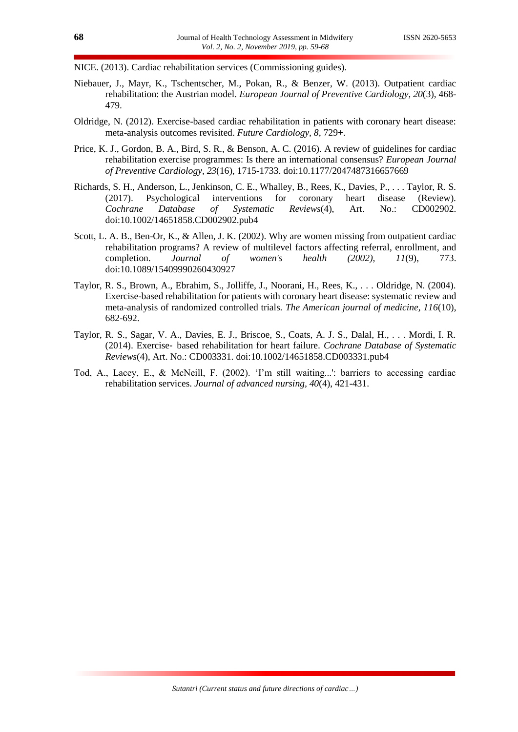NICE. (2013). Cardiac rehabilitation services (Commissioning guides).

Niebauer, J., Mayr, K., Tschentscher, M., Pokan, R., & Benzer, W. (2013). Outpatient cardiac rehabilitation: the Austrian model. *European Journal of Preventive Cardiology, 20*(3), 468-479.

Oldridge, N. (2012). Exercise-based cardiac rehabilitation in patients with coronary heart disease: meta-analysis outcomes revisited. *Future Cardiology, 8*, 729+.

Price, K. J., Gordon, B. A., Bird, S. R., & Benson, A. C. (2016). A review of guidelines for cardiac rehabilitation exercise programmes: Is there an international consensus? *European Journal of Preventive Cardiology, 23*(16), 1715-1733. doi:10.1177/2047487316657669

Richards, S. H., Anderson, L., Jenkinson, C. E., Whalley, B., Rees, K., Davies, P., . . . Taylor, R. S. (2017). Psychological interventions for coronary heart disease (Review). *Cochrane Database of Systematic Reviews*(4), Art. No.: CD002902. doi:10.1002/14651858.CD002902.pub4

Scott, L. A. B., Ben-Or, K., & Allen, J. K. (2002). Why are women missing from outpatient cardiac rehabilitation programs? A review of multilevel factors affecting referral, enrollment, and completion. *Journal of women's health (2002), 11*(9), 773. doi:10.1089/15409990260430927

Taylor, R. S., Brown, A., Ebrahim, S., Jolliffe, J., Noorani, H., Rees, K., . . . Oldridge, N. (2004). Exercise-based rehabilitation for patients with coronary heart disease: systematic review and meta-analysis of randomized controlled trials. *The American journal of medicine, 116*(10), 682-692.

Taylor, R. S., Sagar, V. A., Davies, E. J., Briscoe, S., Coats, A. J. S., Dalal, H., . . . Mordi, I. R. (2014). Exercise- based rehabilitation for heart failure. *Cochrane Database of Systematic Reviews*(4), Art. No.: CD003331. doi:10.1002/14651858.CD003331.pub4

Tod, A., Lacey, E., & McNeill, F. (2002). 'I'm still waiting...': barriers to accessing cardiac rehabilitation services. *Journal of advanced nursing, 40*(4), 421-431.